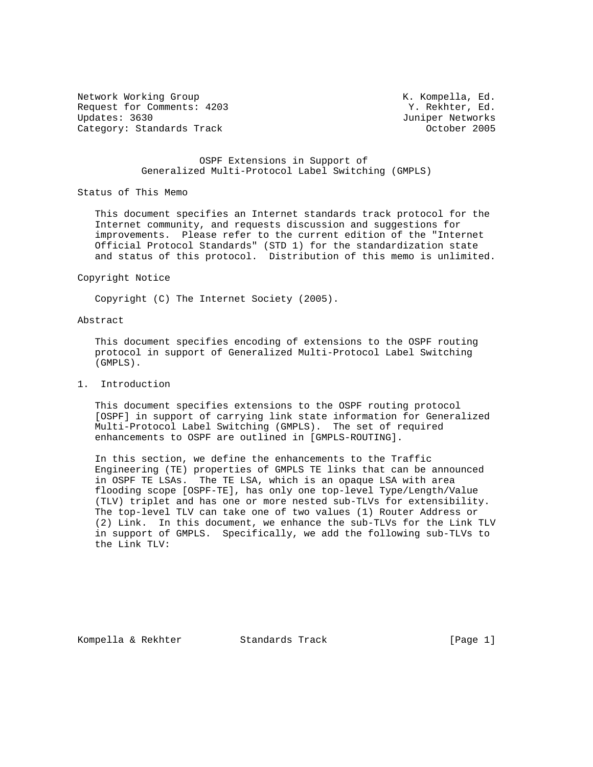Network Working Group K. Kompella, Ed.
Request for Comments: 4203 Y. Rekhter, Ed.
Updates: 3630 Juniper Networks
Category: Standards Track October 2005

# OSPF Extensions in Support of Generalized Multi-Protocol Label Switching (GMPLS)

## Status of This Memo

This document specifies an Internet standards track protocol for the Internet community, and requests discussion and suggestions for improvements. Please refer to the current edition of the "Internet Official Protocol Standards" (STD 1) for the standardization state and status of this protocol. Distribution of this memo is unlimited.

## Copyright Notice

Copyright (C) The Internet Society (2005).

## Abstract

This document specifies encoding of extensions to the OSPF routing protocol in support of Generalized Multi-Protocol Label Switching (GMPLS).

## 1. Introduction

This document specifies extensions to the OSPF routing protocol [OSPF] in support of carrying link state information for Generalized Multi-Protocol Label Switching (GMPLS). The set of required enhancements to OSPF are outlined in [GMPLS-ROUTING].

In this section, we define the enhancements to the Traffic Engineering (TE) properties of GMPLS TE links that can be announced in OSPF TE LSAs. The TE LSA, which is an opaque LSA with area flooding scope [OSPF-TE], has only one top-level Type/Length/Value (TLV) triplet and has one or more nested sub-TLVs for extensibility. The top-level TLV can take one of two values (1) Router Address or (2) Link. In this document, we enhance the sub-TLVs for the Link TLV in support of GMPLS. Specifically, we add the following sub-TLVs to the Link TLV: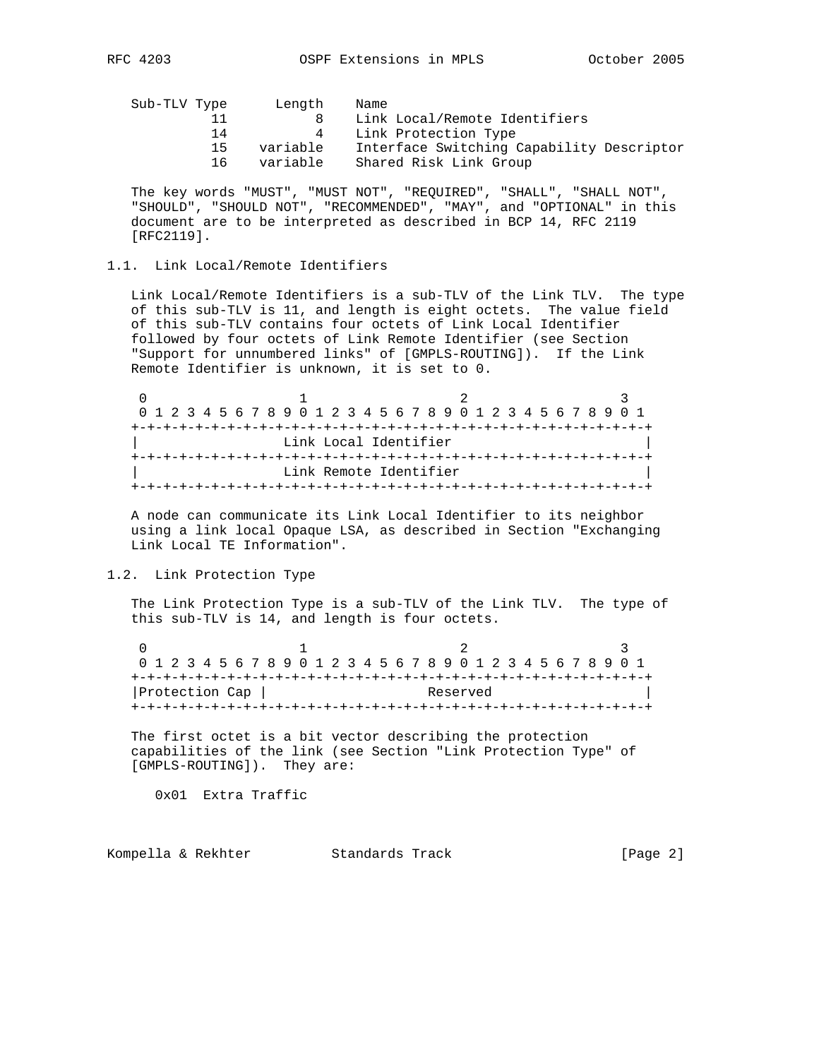| Sub-TLV Type | Length | Name |
|---|---|---|
| 11 | 8 | Link Local/Remote Identifiers |
| 14 | 4 | Link Protection Type |
| 15 | variable | Interface Switching Capability Descriptor |
| 16 | variable | Shared Risk Link Group |

The key words "MUST", "MUST NOT", "REQUIRED", "SHALL", "SHALL NOT", "SHOULD", "SHOULD NOT", "RECOMMENDED", "MAY", and "OPTIONAL" in this document are to be interpreted as described in BCP 14, RFC 2119 [RFC2119].

### 1.1. Link Local/Remote Identifiers

Link Local/Remote Identifiers is a sub-TLV of the Link TLV. The type of this sub-TLV is 11, and length is eight octets. The value field of this sub-TLV contains four octets of Link Local Identifier followed by four octets of Link Remote Identifier (see Section "Support for unnumbered links" of [GMPLS-ROUTING]). If the Link Remote Identifier is unknown, it is set to 0.

```
 0                   1                   2                   3
 0 1 2 3 4 5 6 7 8 9 0 1 2 3 4 5 6 7 8 9 0 1 2 3 4 5 6 7 8 9 0 1
+-+-+-+-+-+-+-+-+-+-+-+-+-+-+-+-+-+-+-+-+-+-+-+-+-+-+-+-+-+-+-+-+
|                  Link Local Identifier                        |
+-+-+-+-+-+-+-+-+-+-+-+-+-+-+-+-+-+-+-+-+-+-+-+-+-+-+-+-+-+-+-+-+
|                  Link Remote Identifier                       |
+-+-+-+-+-+-+-+-+-+-+-+-+-+-+-+-+-+-+-+-+-+-+-+-+-+-+-+-+-+-+-+-+
```

A node can communicate its Link Local Identifier to its neighbor using a link local Opaque LSA, as described in Section "Exchanging Link Local TE Information".

### 1.2. Link Protection Type

The Link Protection Type is a sub-TLV of the Link TLV. The type of this sub-TLV is 14, and length is four octets.

```
 0                   1                   2                   3
 0 1 2 3 4 5 6 7 8 9 0 1 2 3 4 5 6 7 8 9 0 1 2 3 4 5 6 7 8 9 0 1
+-+-+-+-+-+-+-+-+-+-+-+-+-+-+-+-+-+-+-+-+-+-+-+-+-+-+-+-+-+-+-+-+
|Protection Cap |                    Reserved                   |
+-+-+-+-+-+-+-+-+-+-+-+-+-+-+-+-+-+-+-+-+-+-+-+-+-+-+-+-+-+-+-+-+
```

The first octet is a bit vector describing the protection capabilities of the link (see Section "Link Protection Type" of [GMPLS-ROUTING]). They are:

0x01 Extra Traffic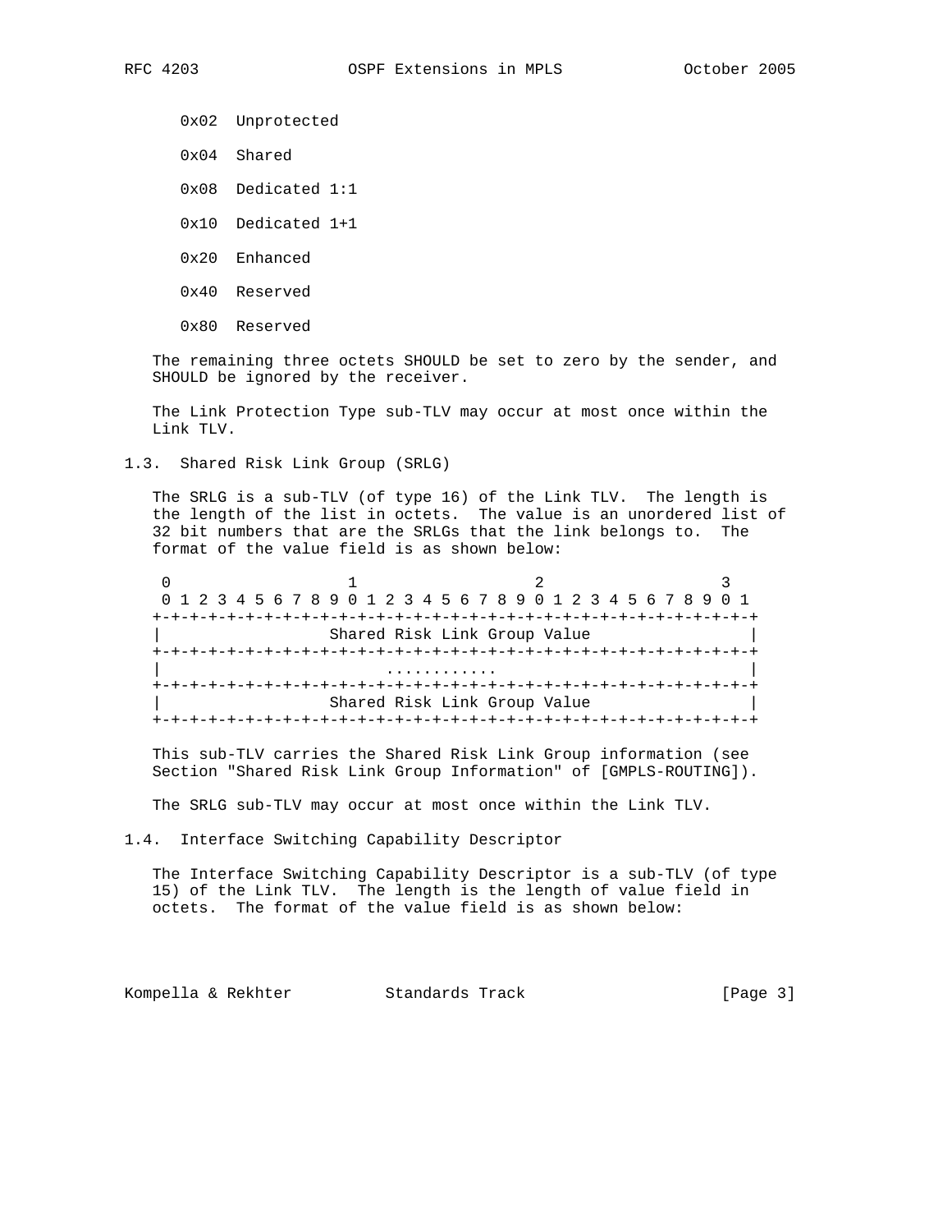0x02 Unprotected

0x04 Shared

0x08 Dedicated 1:1

0x10 Dedicated 1+1

0x20 Enhanced

0x40 Reserved

0x80 Reserved

The remaining three octets SHOULD be set to zero by the sender, and SHOULD be ignored by the receiver.

The Link Protection Type sub-TLV may occur at most once within the Link TLV.

## 1.3. Shared Risk Link Group (SRLG)

The SRLG is a sub-TLV (of type 16) of the Link TLV. The length is the length of the list in octets. The value is an unordered list of 32 bit numbers that are the SRLGs that the link belongs to. The format of the value field is as shown below:

```
 0                   1                   2                   3
 0 1 2 3 4 5 6 7 8 9 0 1 2 3 4 5 6 7 8 9 0 1 2 3 4 5 6 7 8 9 0 1
+-+-+-+-+-+-+-+-+-+-+-+-+-+-+-+-+-+-+-+-+-+-+-+-+-+-+-+-+-+-+-+-+
|                  Shared Risk Link Group Value                 |
+-+-+-+-+-+-+-+-+-+-+-+-+-+-+-+-+-+-+-+-+-+-+-+-+-+-+-+-+-+-+-+-+
|                        ............                           |
+-+-+-+-+-+-+-+-+-+-+-+-+-+-+-+-+-+-+-+-+-+-+-+-+-+-+-+-+-+-+-+-+
|                  Shared Risk Link Group Value                 |
+-+-+-+-+-+-+-+-+-+-+-+-+-+-+-+-+-+-+-+-+-+-+-+-+-+-+-+-+-+-+-+-+
```

This sub-TLV carries the Shared Risk Link Group information (see Section "Shared Risk Link Group Information" of [GMPLS-ROUTING]).

The SRLG sub-TLV may occur at most once within the Link TLV.

## 1.4. Interface Switching Capability Descriptor

The Interface Switching Capability Descriptor is a sub-TLV (of type 15) of the Link TLV. The length is the length of value field in octets. The format of the value field is as shown below: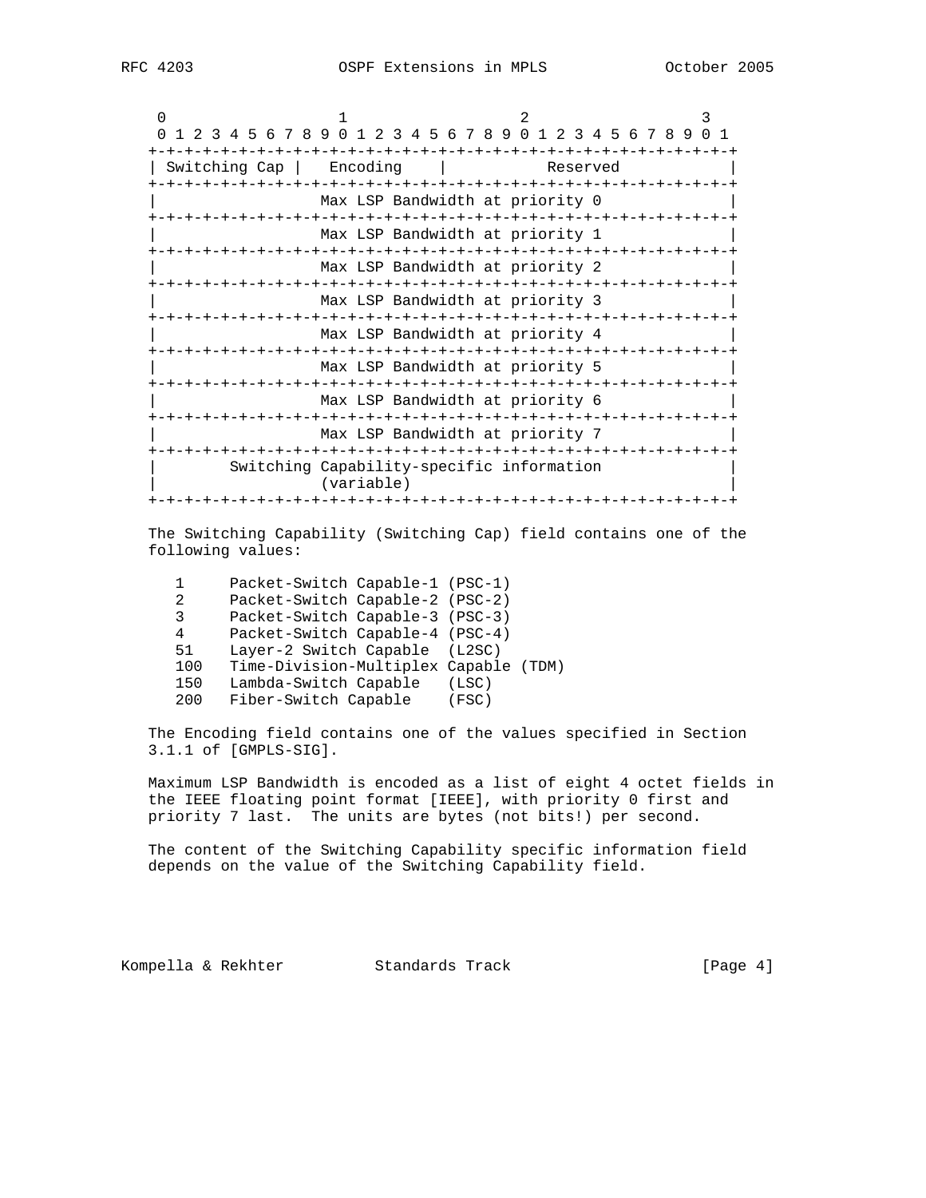```
 0                   1                   2                   3
 0 1 2 3 4 5 6 7 8 9 0 1 2 3 4 5 6 7 8 9 0 1 2 3 4 5 6 7 8 9 0 1
+-+-+-+-+-+-+-+-+-+-+-+-+-+-+-+-+-+-+-+-+-+-+-+-+-+-+-+-+-+-+-+-+
| Switching Cap |   Encoding    |           Reserved            |
+-+-+-+-+-+-+-+-+-+-+-+-+-+-+-+-+-+-+-+-+-+-+-+-+-+-+-+-+-+-+-+-+
|                  Max LSP Bandwidth at priority 0              |
+-+-+-+-+-+-+-+-+-+-+-+-+-+-+-+-+-+-+-+-+-+-+-+-+-+-+-+-+-+-+-+-+
|                  Max LSP Bandwidth at priority 1              |
+-+-+-+-+-+-+-+-+-+-+-+-+-+-+-+-+-+-+-+-+-+-+-+-+-+-+-+-+-+-+-+-+
|                  Max LSP Bandwidth at priority 2              |
+-+-+-+-+-+-+-+-+-+-+-+-+-+-+-+-+-+-+-+-+-+-+-+-+-+-+-+-+-+-+-+-+
|                  Max LSP Bandwidth at priority 3              |
+-+-+-+-+-+-+-+-+-+-+-+-+-+-+-+-+-+-+-+-+-+-+-+-+-+-+-+-+-+-+-+-+
|                  Max LSP Bandwidth at priority 4              |
+-+-+-+-+-+-+-+-+-+-+-+-+-+-+-+-+-+-+-+-+-+-+-+-+-+-+-+-+-+-+-+-+
|                  Max LSP Bandwidth at priority 5              |
+-+-+-+-+-+-+-+-+-+-+-+-+-+-+-+-+-+-+-+-+-+-+-+-+-+-+-+-+-+-+-+-+
|                  Max LSP Bandwidth at priority 6              |
+-+-+-+-+-+-+-+-+-+-+-+-+-+-+-+-+-+-+-+-+-+-+-+-+-+-+-+-+-+-+-+-+
|                  Max LSP Bandwidth at priority 7              |
+-+-+-+-+-+-+-+-+-+-+-+-+-+-+-+-+-+-+-+-+-+-+-+-+-+-+-+-+-+-+-+-+
|        Switching Capability-specific information              |
|                  (variable)                                   |
+-+-+-+-+-+-+-+-+-+-+-+-+-+-+-+-+-+-+-+-+-+-+-+-+-+-+-+-+-+-+-+-+
```

The Switching Capability (Switching Cap) field contains one of the following values:

```
   1     Packet-Switch Capable-1 (PSC-1)
   2     Packet-Switch Capable-2 (PSC-2)
   3     Packet-Switch Capable-3 (PSC-3)
   4     Packet-Switch Capable-4 (PSC-4)
   51    Layer-2 Switch Capable  (L2SC)
   100   Time-Division-Multiplex Capable (TDM)
   150   Lambda-Switch Capable   (LSC)
   200   Fiber-Switch Capable    (FSC)
```

The Encoding field contains one of the values specified in Section 3.1.1 of [GMPLS-SIG].

Maximum LSP Bandwidth is encoded as a list of eight 4 octet fields in the IEEE floating point format [IEEE], with priority 0 first and priority 7 last. The units are bytes (not bits!) per second.

The content of the Switching Capability specific information field depends on the value of the Switching Capability field.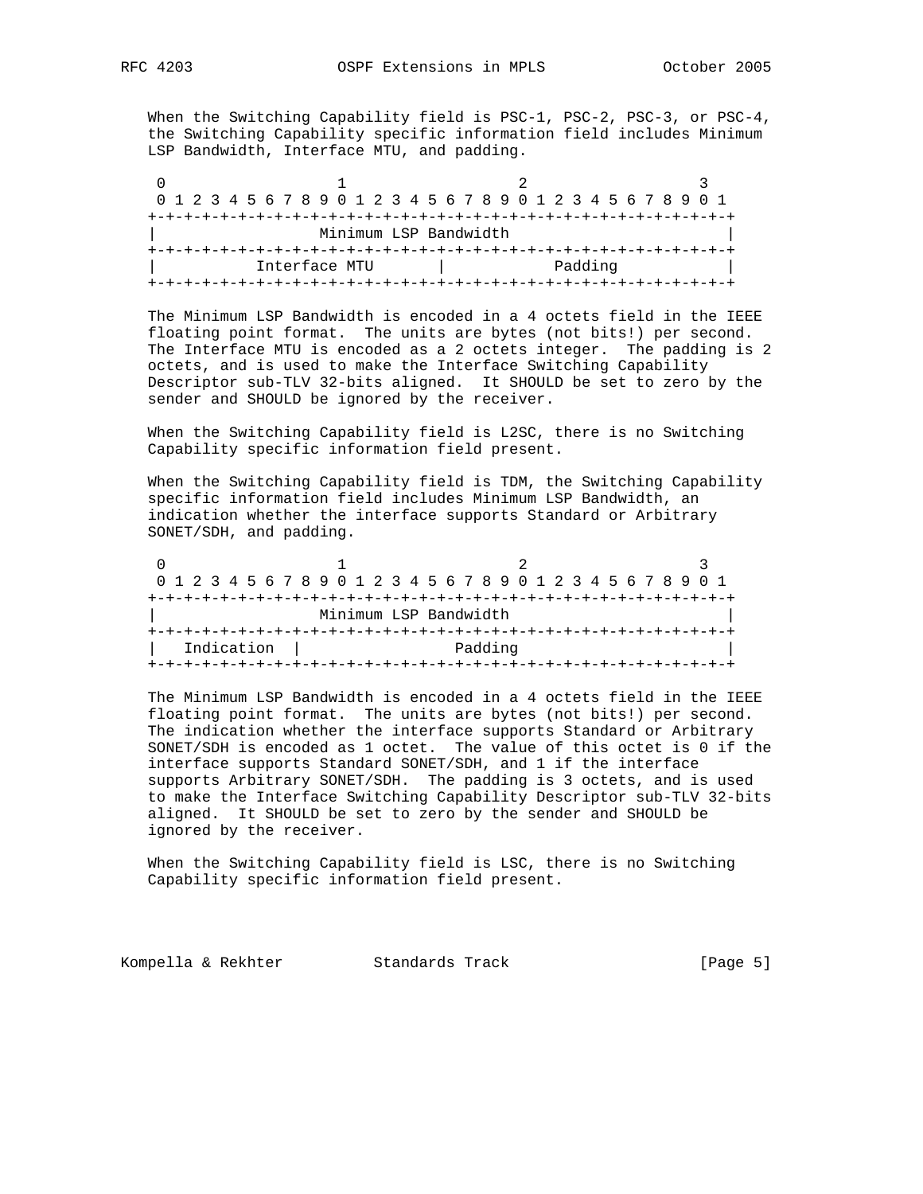When the Switching Capability field is PSC-1, PSC-2, PSC-3, or PSC-4, the Switching Capability specific information field includes Minimum LSP Bandwidth, Interface MTU, and padding.

```
 0                   1                   2                   3
 0 1 2 3 4 5 6 7 8 9 0 1 2 3 4 5 6 7 8 9 0 1 2 3 4 5 6 7 8 9 0 1
+-+-+-+-+-+-+-+-+-+-+-+-+-+-+-+-+-+-+-+-+-+-+-+-+-+-+-+-+-+-+-+-+
|                  Minimum LSP Bandwidth                        |
+-+-+-+-+-+-+-+-+-+-+-+-+-+-+-+-+-+-+-+-+-+-+-+-+-+-+-+-+-+-+-+-+
|           Interface MTU       |            Padding            |
+-+-+-+-+-+-+-+-+-+-+-+-+-+-+-+-+-+-+-+-+-+-+-+-+-+-+-+-+-+-+-+-+
```

The Minimum LSP Bandwidth is encoded in a 4 octets field in the IEEE floating point format. The units are bytes (not bits!) per second. The Interface MTU is encoded as a 2 octets integer. The padding is 2 octets, and is used to make the Interface Switching Capability Descriptor sub-TLV 32-bits aligned. It SHOULD be set to zero by the sender and SHOULD be ignored by the receiver.

When the Switching Capability field is L2SC, there is no Switching Capability specific information field present.

When the Switching Capability field is TDM, the Switching Capability specific information field includes Minimum LSP Bandwidth, an indication whether the interface supports Standard or Arbitrary SONET/SDH, and padding.

```
 0                   1                   2                   3
 0 1 2 3 4 5 6 7 8 9 0 1 2 3 4 5 6 7 8 9 0 1 2 3 4 5 6 7 8 9 0 1
+-+-+-+-+-+-+-+-+-+-+-+-+-+-+-+-+-+-+-+-+-+-+-+-+-+-+-+-+-+-+-+-+
|                  Minimum LSP Bandwidth                        |
+-+-+-+-+-+-+-+-+-+-+-+-+-+-+-+-+-+-+-+-+-+-+-+-+-+-+-+-+-+-+-+-+
|   Indication  |               Padding                         |
+-+-+-+-+-+-+-+-+-+-+-+-+-+-+-+-+-+-+-+-+-+-+-+-+-+-+-+-+-+-+-+-+
```

The Minimum LSP Bandwidth is encoded in a 4 octets field in the IEEE floating point format. The units are bytes (not bits!) per second. The indication whether the interface supports Standard or Arbitrary SONET/SDH is encoded as 1 octet. The value of this octet is 0 if the interface supports Standard SONET/SDH, and 1 if the interface supports Arbitrary SONET/SDH. The padding is 3 octets, and is used to make the Interface Switching Capability Descriptor sub-TLV 32-bits aligned. It SHOULD be set to zero by the sender and SHOULD be ignored by the receiver.

When the Switching Capability field is LSC, there is no Switching Capability specific information field present.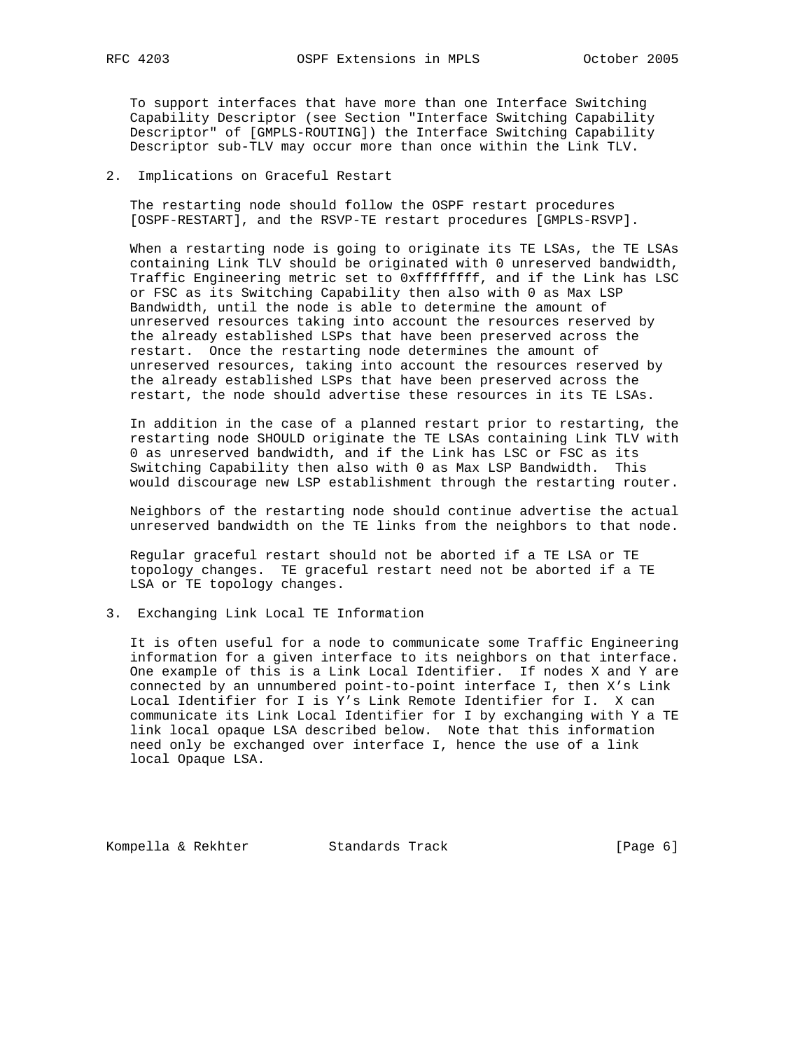To support interfaces that have more than one Interface Switching Capability Descriptor (see Section "Interface Switching Capability Descriptor" of [GMPLS-ROUTING]) the Interface Switching Capability Descriptor sub-TLV may occur more than once within the Link TLV.

## 2. Implications on Graceful Restart

The restarting node should follow the OSPF restart procedures [OSPF-RESTART], and the RSVP-TE restart procedures [GMPLS-RSVP].

When a restarting node is going to originate its TE LSAs, the TE LSAs containing Link TLV should be originated with 0 unreserved bandwidth, Traffic Engineering metric set to 0xffffffff, and if the Link has LSC or FSC as its Switching Capability then also with 0 as Max LSP Bandwidth, until the node is able to determine the amount of unreserved resources taking into account the resources reserved by the already established LSPs that have been preserved across the restart. Once the restarting node determines the amount of unreserved resources, taking into account the resources reserved by the already established LSPs that have been preserved across the restart, the node should advertise these resources in its TE LSAs.

In addition in the case of a planned restart prior to restarting, the restarting node SHOULD originate the TE LSAs containing Link TLV with 0 as unreserved bandwidth, and if the Link has LSC or FSC as its Switching Capability then also with 0 as Max LSP Bandwidth. This would discourage new LSP establishment through the restarting router.

Neighbors of the restarting node should continue advertise the actual unreserved bandwidth on the TE links from the neighbors to that node.

Regular graceful restart should not be aborted if a TE LSA or TE topology changes. TE graceful restart need not be aborted if a TE LSA or TE topology changes.

## 3. Exchanging Link Local TE Information

It is often useful for a node to communicate some Traffic Engineering information for a given interface to its neighbors on that interface. One example of this is a Link Local Identifier. If nodes X and Y are connected by an unnumbered point-to-point interface I, then X's Link Local Identifier for I is Y's Link Remote Identifier for I. X can communicate its Link Local Identifier for I by exchanging with Y a TE link local opaque LSA described below. Note that this information need only be exchanged over interface I, hence the use of a link local Opaque LSA.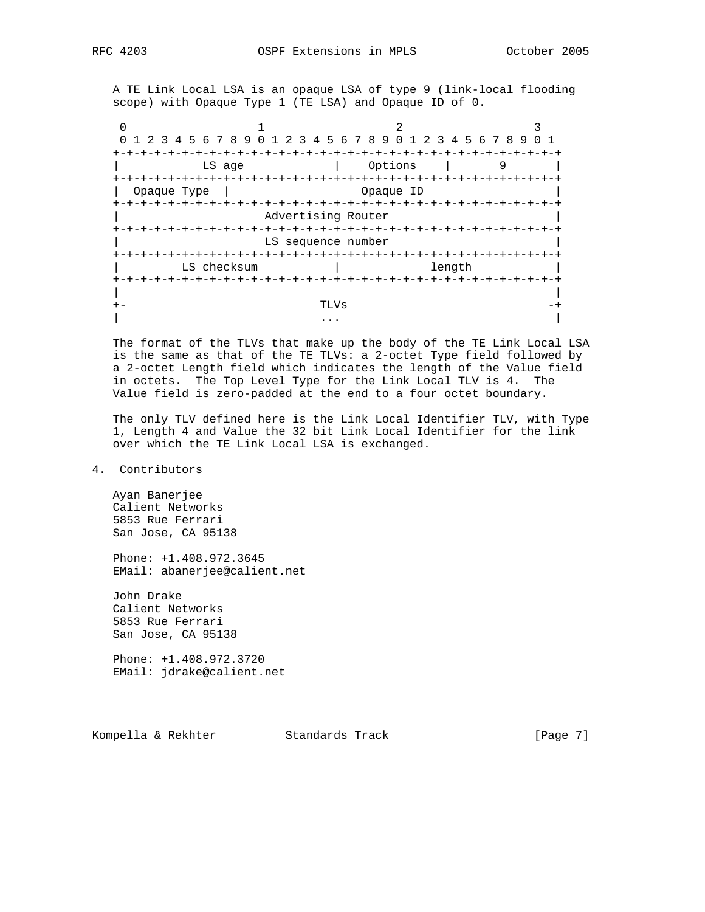A TE Link Local LSA is an opaque LSA of type 9 (link-local flooding scope) with Opaque Type 1 (TE LSA) and Opaque ID of 0.

```
 0                   1                   2                   3
 0 1 2 3 4 5 6 7 8 9 0 1 2 3 4 5 6 7 8 9 0 1 2 3 4 5 6 7 8 9 0 1
+-+-+-+-+-+-+-+-+-+-+-+-+-+-+-+-+-+-+-+-+-+-+-+-+-+-+-+-+-+-+-+-+
|            LS age             |    Options    |       9       |
+-+-+-+-+-+-+-+-+-+-+-+-+-+-+-+-+-+-+-+-+-+-+-+-+-+-+-+-+-+-+-+-+
|  Opaque Type  |               Opaque ID                       |
+-+-+-+-+-+-+-+-+-+-+-+-+-+-+-+-+-+-+-+-+-+-+-+-+-+-+-+-+-+-+-+-+
|                      Advertising Router                       |
+-+-+-+-+-+-+-+-+-+-+-+-+-+-+-+-+-+-+-+-+-+-+-+-+-+-+-+-+-+-+-+-+
|                      LS sequence number                       |
+-+-+-+-+-+-+-+-+-+-+-+-+-+-+-+-+-+-+-+-+-+-+-+-+-+-+-+-+-+-+-+-+
|         LS checksum           |             length            |
+-+-+-+-+-+-+-+-+-+-+-+-+-+-+-+-+-+-+-+-+-+-+-+-+-+-+-+-+-+-+-+-+
|                                                               |
+-                            TLVs                             -+
|                             ...                               |
```

The format of the TLVs that make up the body of the TE Link Local LSA is the same as that of the TE TLVs: a 2-octet Type field followed by a 2-octet Length field which indicates the length of the Value field in octets. The Top Level Type for the Link Local TLV is 4. The Value field is zero-padded at the end to a four octet boundary.

The only TLV defined here is the Link Local Identifier TLV, with Type 1, Length 4 and Value the 32 bit Link Local Identifier for the link over which the TE Link Local LSA is exchanged.

## 4. Contributors

Ayan Banerjee
Calient Networks
5853 Rue Ferrari
San Jose, CA 95138

Phone: +1.408.972.3645
EMail: abanerjee@calient.net

John Drake
Calient Networks
5853 Rue Ferrari
San Jose, CA 95138

Phone: +1.408.972.3720
EMail: jdrake@calient.net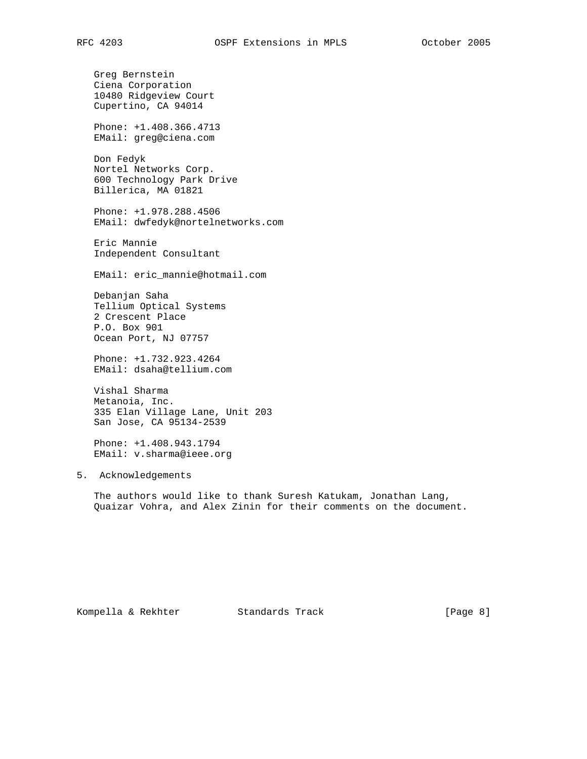Greg Bernstein
Ciena Corporation
10480 Ridgeview Court
Cupertino, CA 94014

Phone: +1.408.366.4713
EMail: greg@ciena.com

Don Fedyk
Nortel Networks Corp.
600 Technology Park Drive
Billerica, MA 01821

Phone: +1.978.288.4506
EMail: dwfedyk@nortelnetworks.com

Eric Mannie
Independent Consultant

EMail: eric_mannie@hotmail.com

Debanjan Saha
Tellium Optical Systems
2 Crescent Place
P.O. Box 901
Ocean Port, NJ 07757

Phone: +1.732.923.4264
EMail: dsaha@tellium.com

Vishal Sharma
Metanoia, Inc.
335 Elan Village Lane, Unit 203
San Jose, CA 95134-2539

Phone: +1.408.943.1794
EMail: v.sharma@ieee.org

## 5. Acknowledgements

The authors would like to thank Suresh Katukam, Jonathan Lang, Quaizar Vohra, and Alex Zinin for their comments on the document.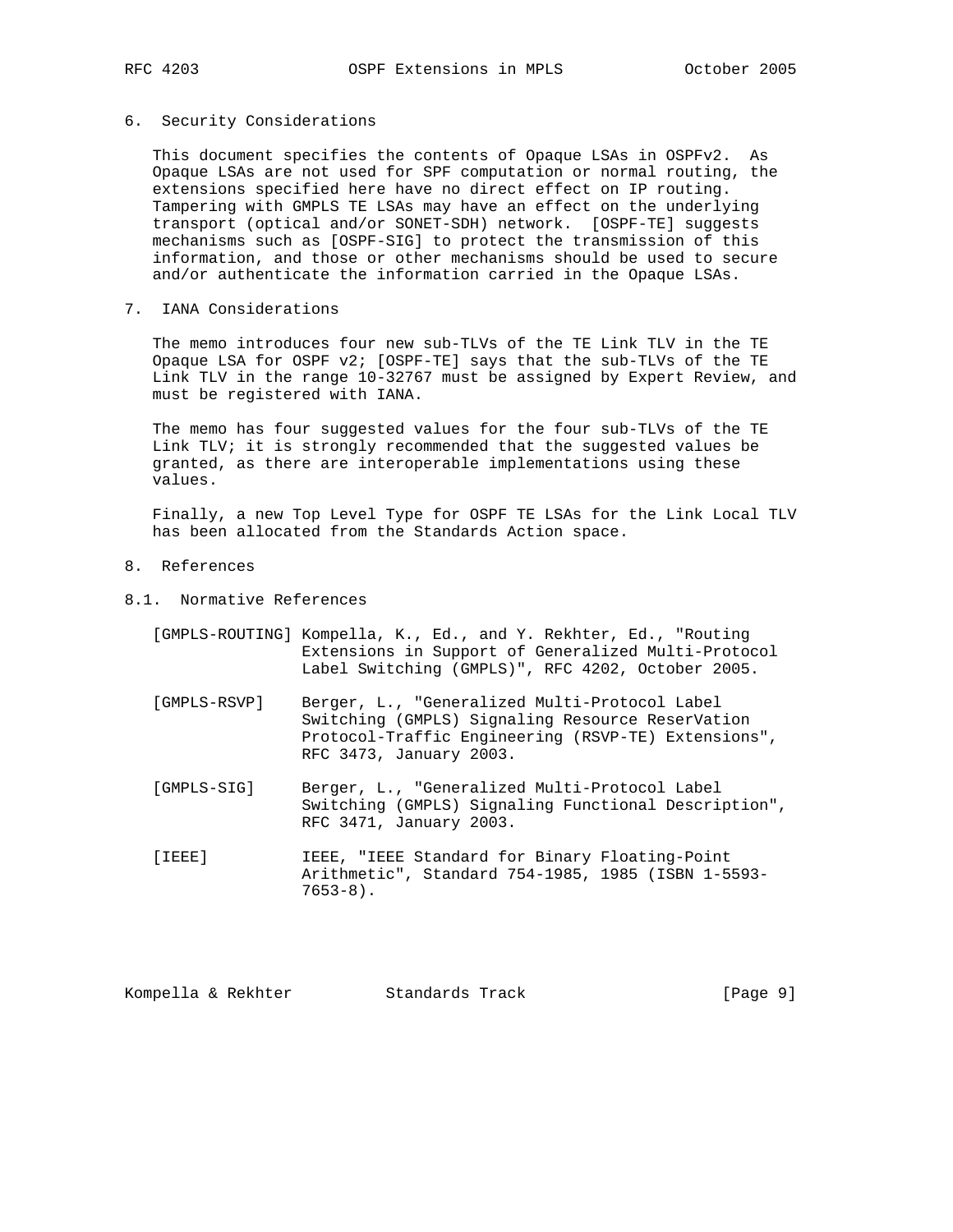## 6. Security Considerations

This document specifies the contents of Opaque LSAs in OSPFv2. As Opaque LSAs are not used for SPF computation or normal routing, the extensions specified here have no direct effect on IP routing. Tampering with GMPLS TE LSAs may have an effect on the underlying transport (optical and/or SONET-SDH) network. [OSPF-TE] suggests mechanisms such as [OSPF-SIG] to protect the transmission of this information, and those or other mechanisms should be used to secure and/or authenticate the information carried in the Opaque LSAs.

## 7. IANA Considerations

The memo introduces four new sub-TLVs of the TE Link TLV in the TE Opaque LSA for OSPF v2; [OSPF-TE] says that the sub-TLVs of the TE Link TLV in the range 10-32767 must be assigned by Expert Review, and must be registered with IANA.

The memo has four suggested values for the four sub-TLVs of the TE Link TLV; it is strongly recommended that the suggested values be granted, as there are interoperable implementations using these values.

Finally, a new Top Level Type for OSPF TE LSAs for the Link Local TLV has been allocated from the Standards Action space.

## 8. References

### 8.1. Normative References

[GMPLS-ROUTING] Kompella, K., Ed., and Y. Rekhter, Ed., "Routing Extensions in Support of Generalized Multi-Protocol Label Switching (GMPLS)", RFC 4202, October 2005.

[GMPLS-RSVP] Berger, L., "Generalized Multi-Protocol Label Switching (GMPLS) Signaling Resource ReserVation Protocol-Traffic Engineering (RSVP-TE) Extensions", RFC 3473, January 2003.

[GMPLS-SIG] Berger, L., "Generalized Multi-Protocol Label Switching (GMPLS) Signaling Functional Description", RFC 3471, January 2003.

[IEEE] IEEE, "IEEE Standard for Binary Floating-Point Arithmetic", Standard 754-1985, 1985 (ISBN 1-5593-7653-8).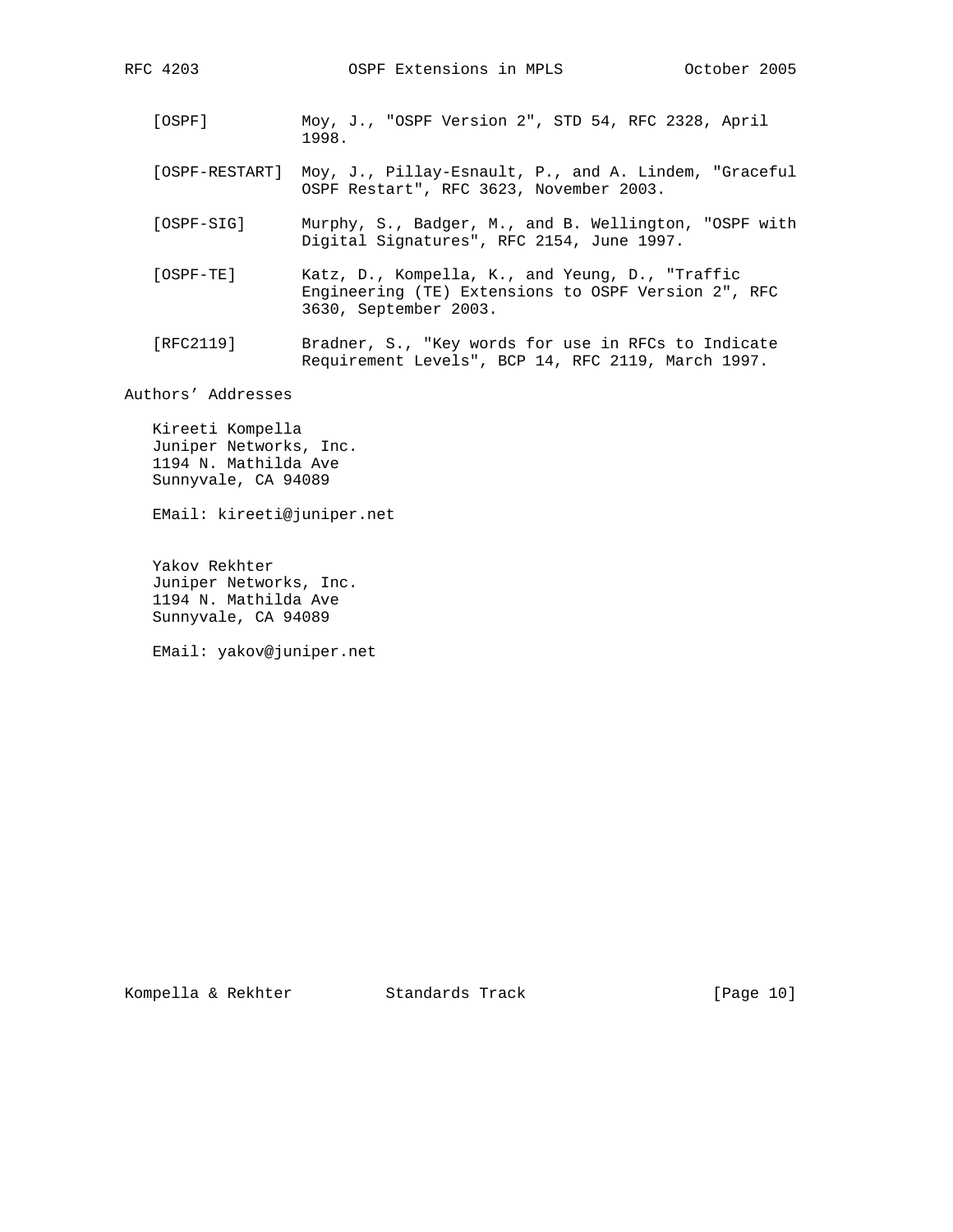[OSPF] Moy, J., "OSPF Version 2", STD 54, RFC 2328, April 1998.

[OSPF-RESTART] Moy, J., Pillay-Esnault, P., and A. Lindem, "Graceful OSPF Restart", RFC 3623, November 2003.

[OSPF-SIG] Murphy, S., Badger, M., and B. Wellington, "OSPF with Digital Signatures", RFC 2154, June 1997.

[OSPF-TE] Katz, D., Kompella, K., and Yeung, D., "Traffic Engineering (TE) Extensions to OSPF Version 2", RFC 3630, September 2003.

[RFC2119] Bradner, S., "Key words for use in RFCs to Indicate Requirement Levels", BCP 14, RFC 2119, March 1997.

## Authors' Addresses

Kireeti Kompella
Juniper Networks, Inc.
1194 N. Mathilda Ave
Sunnyvale, CA 94089

EMail: kireeti@juniper.net

Yakov Rekhter
Juniper Networks, Inc.
1194 N. Mathilda Ave
Sunnyvale, CA 94089

EMail: yakov@juniper.net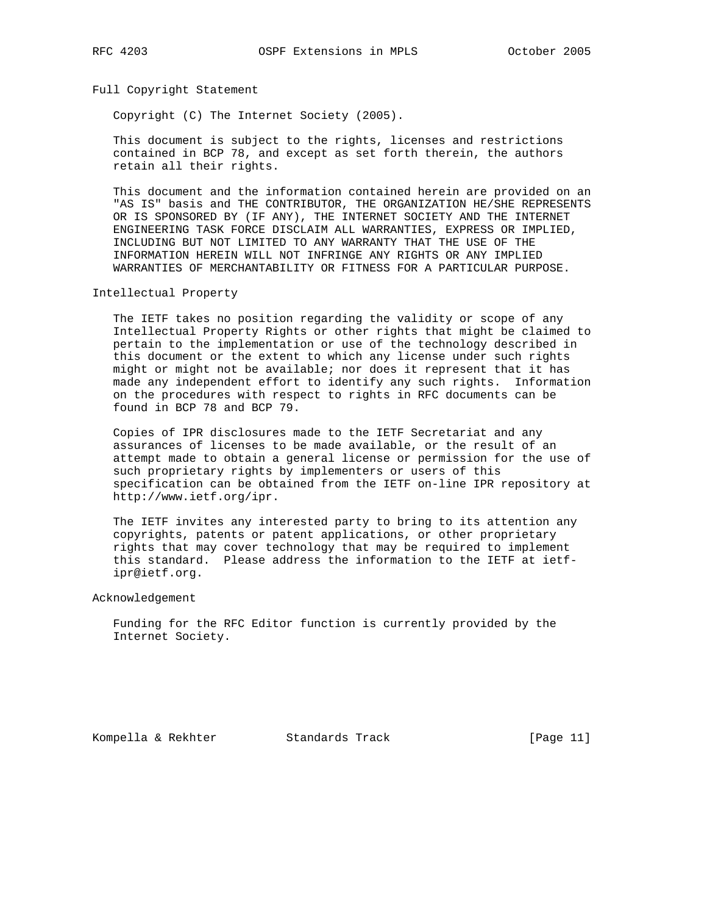## Full Copyright Statement

Copyright (C) The Internet Society (2005).

This document is subject to the rights, licenses and restrictions contained in BCP 78, and except as set forth therein, the authors retain all their rights.

This document and the information contained herein are provided on an "AS IS" basis and THE CONTRIBUTOR, THE ORGANIZATION HE/SHE REPRESENTS OR IS SPONSORED BY (IF ANY), THE INTERNET SOCIETY AND THE INTERNET ENGINEERING TASK FORCE DISCLAIM ALL WARRANTIES, EXPRESS OR IMPLIED, INCLUDING BUT NOT LIMITED TO ANY WARRANTY THAT THE USE OF THE INFORMATION HEREIN WILL NOT INFRINGE ANY RIGHTS OR ANY IMPLIED WARRANTIES OF MERCHANTABILITY OR FITNESS FOR A PARTICULAR PURPOSE.

## Intellectual Property

The IETF takes no position regarding the validity or scope of any Intellectual Property Rights or other rights that might be claimed to pertain to the implementation or use of the technology described in this document or the extent to which any license under such rights might or might not be available; nor does it represent that it has made any independent effort to identify any such rights. Information on the procedures with respect to rights in RFC documents can be found in BCP 78 and BCP 79.

Copies of IPR disclosures made to the IETF Secretariat and any assurances of licenses to be made available, or the result of an attempt made to obtain a general license or permission for the use of such proprietary rights by implementers or users of this specification can be obtained from the IETF on-line IPR repository at http://www.ietf.org/ipr.

The IETF invites any interested party to bring to its attention any copyrights, patents or patent applications, or other proprietary rights that may cover technology that may be required to implement this standard. Please address the information to the IETF at ietf-ipr@ietf.org.

## Acknowledgement

Funding for the RFC Editor function is currently provided by the Internet Society.